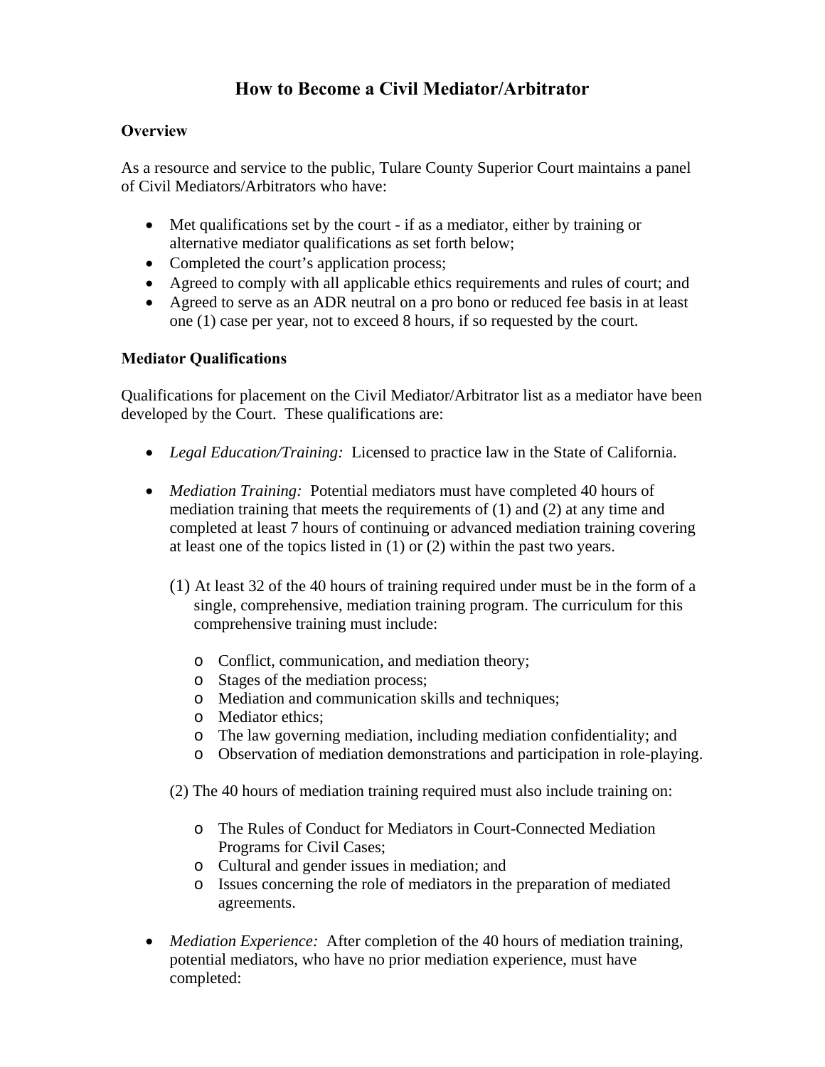# How to Become a Civil Mediator/Arbitrator

## Overview

As a resource and service to the public, Tulare County Superior Court maintains a panel of Civil Mediators/Arbitrators who have:

- Met qualifications set by the court - if as a mediator, either by training or alternative mediator qualifications as set forth below;
- Completed the court's application process;
- Agreed to comply with all applicable ethics requirements and rules of court; and
- Agreed to serve as an ADR neutral on a pro bono or reduced fee basis in at least one (1) case per year, not to exceed 8 hours, if so requested by the court.

## Mediator Qualifications

Qualifications for placement on the Civil Mediator/Arbitrator list as a mediator have been developed by the Court. These qualifications are:

- *Legal Education/Training:* Licensed to practice law in the State of California.

- *Mediation Training:* Potential mediators must have completed 40 hours of mediation training that meets the requirements of (1) and (2) at any time and completed at least 7 hours of continuing or advanced mediation training covering at least one of the topics listed in (1) or (2) within the past two years.

  (1) At least 32 of the 40 hours of training required under must be in the form of a single, comprehensive, mediation training program. The curriculum for this comprehensive training must include:

  - Conflict, communication, and mediation theory;
  - Stages of the mediation process;
  - Mediation and communication skills and techniques;
  - Mediator ethics;
  - The law governing mediation, including mediation confidentiality; and
  - Observation of mediation demonstrations and participation in role-playing.

  (2) The 40 hours of mediation training required must also include training on:

  - The Rules of Conduct for Mediators in Court-Connected Mediation Programs for Civil Cases;
  - Cultural and gender issues in mediation; and
  - Issues concerning the role of mediators in the preparation of mediated agreements.

- *Mediation Experience:* After completion of the 40 hours of mediation training, potential mediators, who have no prior mediation experience, must have completed: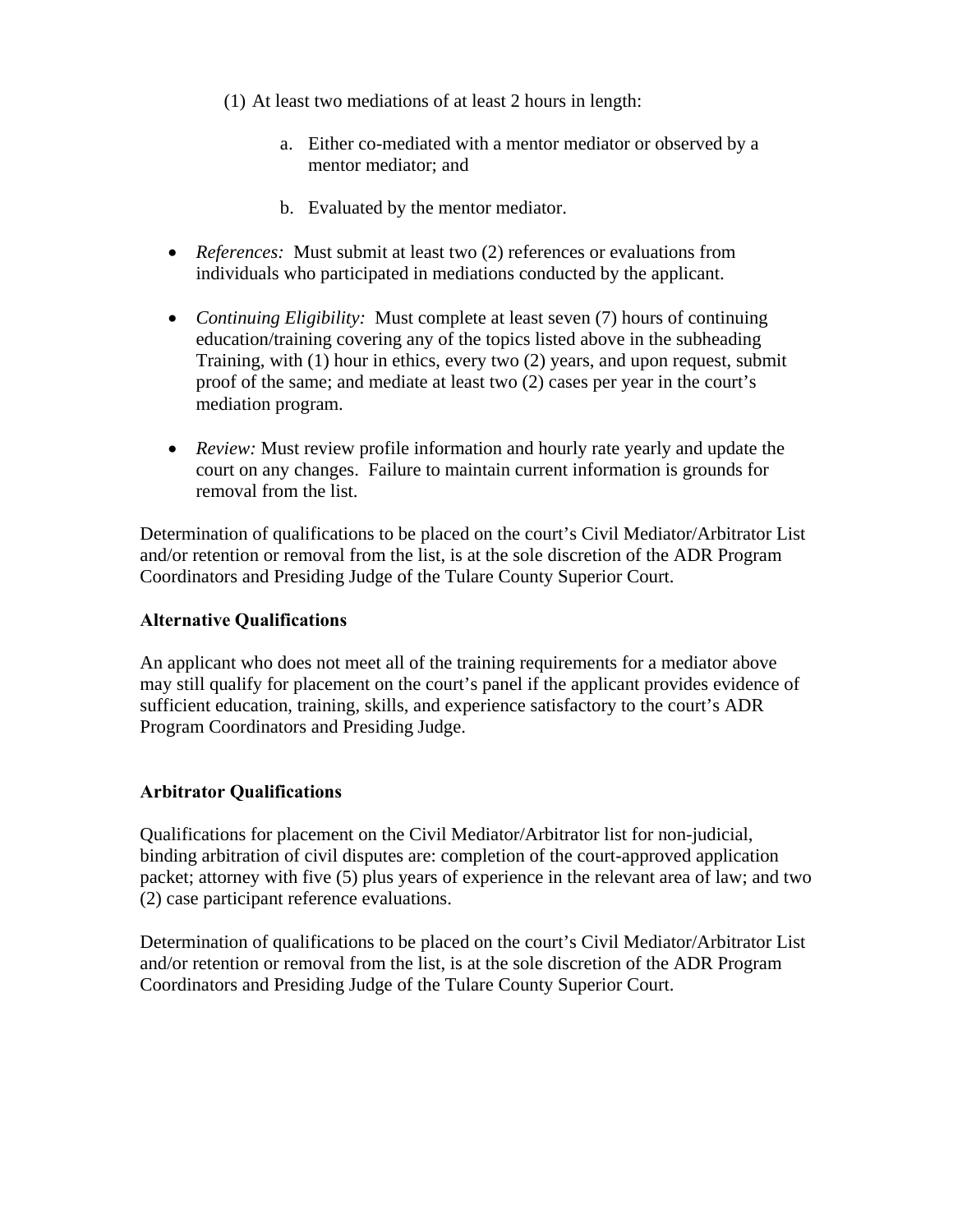(1) At least two mediations of at least 2 hours in length:

   a. Either co-mediated with a mentor mediator or observed by a mentor mediator; and

   b. Evaluated by the mentor mediator.

- *References:* Must submit at least two (2) references or evaluations from individuals who participated in mediations conducted by the applicant.

- *Continuing Eligibility:* Must complete at least seven (7) hours of continuing education/training covering any of the topics listed above in the subheading Training, with (1) hour in ethics, every two (2) years, and upon request, submit proof of the same; and mediate at least two (2) cases per year in the court's mediation program.

- *Review:* Must review profile information and hourly rate yearly and update the court on any changes. Failure to maintain current information is grounds for removal from the list.

Determination of qualifications to be placed on the court's Civil Mediator/Arbitrator List and/or retention or removal from the list, is at the sole discretion of the ADR Program Coordinators and Presiding Judge of the Tulare County Superior Court.

**Alternative Qualifications**

An applicant who does not meet all of the training requirements for a mediator above may still qualify for placement on the court's panel if the applicant provides evidence of sufficient education, training, skills, and experience satisfactory to the court's ADR Program Coordinators and Presiding Judge.

**Arbitrator Qualifications**

Qualifications for placement on the Civil Mediator/Arbitrator list for non-judicial, binding arbitration of civil disputes are: completion of the court-approved application packet; attorney with five (5) plus years of experience in the relevant area of law; and two (2) case participant reference evaluations.

Determination of qualifications to be placed on the court's Civil Mediator/Arbitrator List and/or retention or removal from the list, is at the sole discretion of the ADR Program Coordinators and Presiding Judge of the Tulare County Superior Court.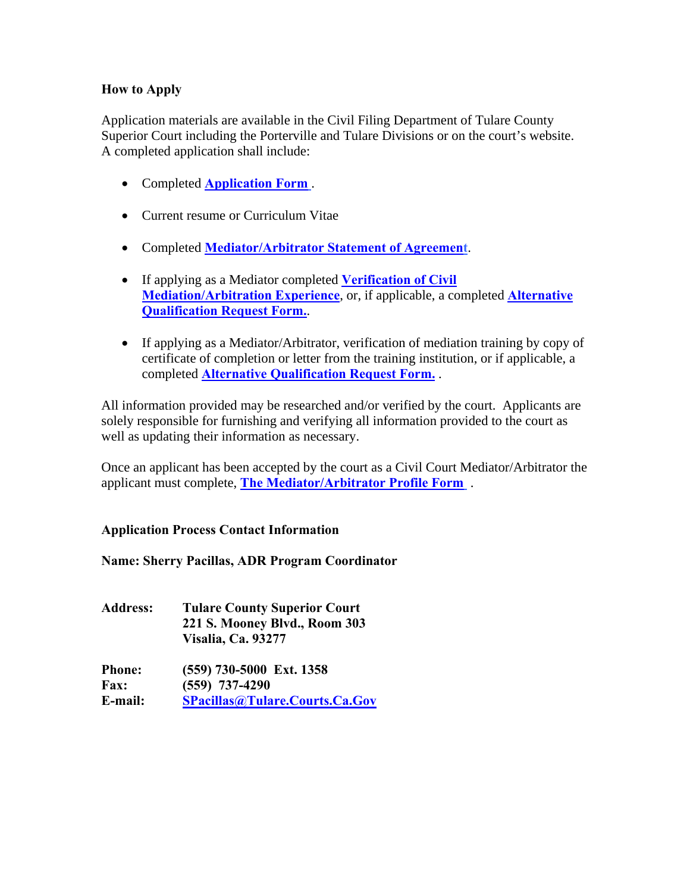**How to Apply**

Application materials are available in the Civil Filing Department of Tulare County Superior Court including the Porterville and Tulare Divisions or on the court's website. A completed application shall include:

- Completed **Application Form** .
- Current resume or Curriculum Vitae
- Completed **Mediator/Arbitrator Statement of Agreement**.
- If applying as a Mediator completed **Verification of Civil Mediation/Arbitration Experience**, or, if applicable, a completed **Alternative Qualification Request Form.**.
- If applying as a Mediator/Arbitrator, verification of mediation training by copy of certificate of completion or letter from the training institution, or if applicable, a completed **Alternative Qualification Request Form.** .

All information provided may be researched and/or verified by the court. Applicants are solely responsible for furnishing and verifying all information provided to the court as well as updating their information as necessary.

Once an applicant has been accepted by the court as a Civil Court Mediator/Arbitrator the applicant must complete, **The Mediator/Arbitrator Profile Form** .

**Application Process Contact Information**

**Name: Sherry Pacillas, ADR Program Coordinator**

| | |
|---|---|
| **Address:** | **Tulare County Superior Court**<br>**221 S. Mooney Blvd., Room 303**<br>**Visalia, Ca. 93277** |
| **Phone:** | **(559) 730-5000 Ext. 1358** |
| **Fax:** | **(559) 737-4290** |
| **E-mail:** | **SPacillas@Tulare.Courts.Ca.Gov** |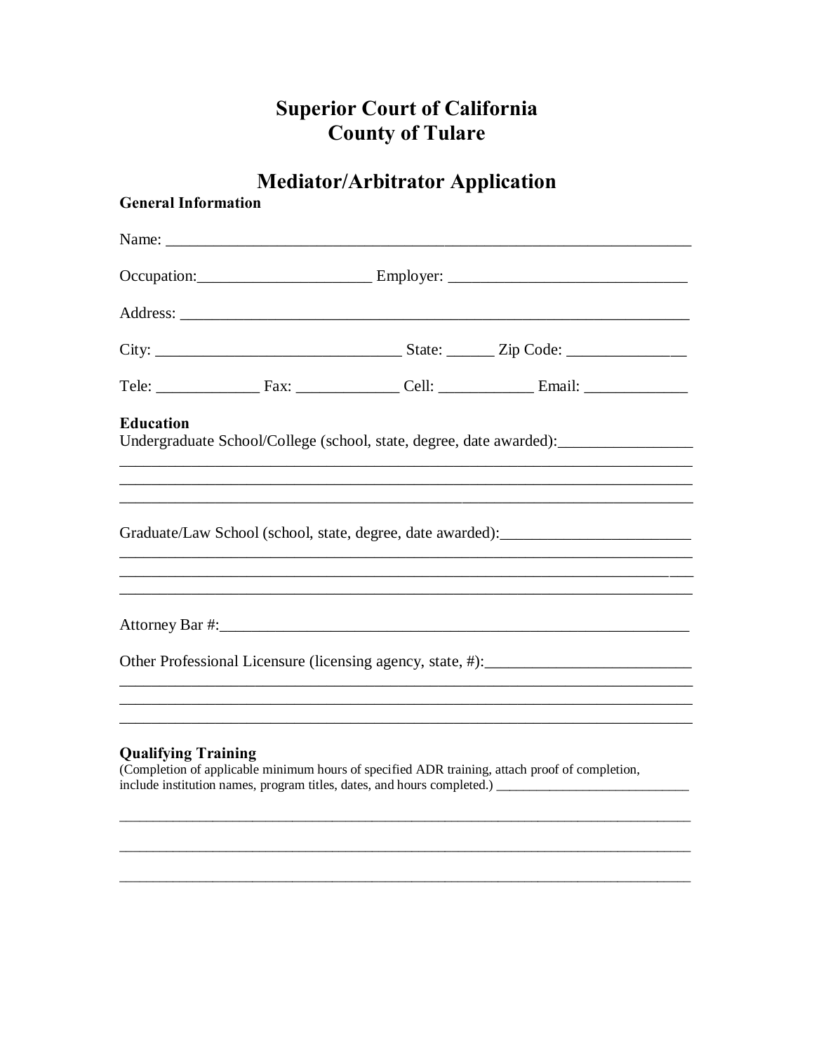# Superior Court of California
# County of Tulare

## Mediator/Arbitrator Application

### General Information

Name: ______________________________________________________________________

Occupation:_____________________ Employer: ____________________________

Address: ____________________________________________________________________

City: ______________________________ State: ______ Zip Code: ______________

Tele: _____________ Fax: _____________ Cell: ____________ Email: _____________

### Education

Undergraduate School/College (school, state, degree, date awarded):_________________

______________________________________________________________________________

______________________________________________________________________________

______________________________________________________________________________

Graduate/Law School (school, state, degree, date awarded):________________________

______________________________________________________________________________

______________________________________________________________________________

______________________________________________________________________________

Attorney Bar #:_______________________________________________________________

Other Professional Licensure (licensing agency, state, #):__________________________

______________________________________________________________________________

______________________________________________________________________________

______________________________________________________________________________

### Qualifying Training

(Completion of applicable minimum hours of specified ADR training, attach proof of completion, include institution names, program titles, dates, and hours completed.) ___________________________

______________________________________________________________________________

______________________________________________________________________________

______________________________________________________________________________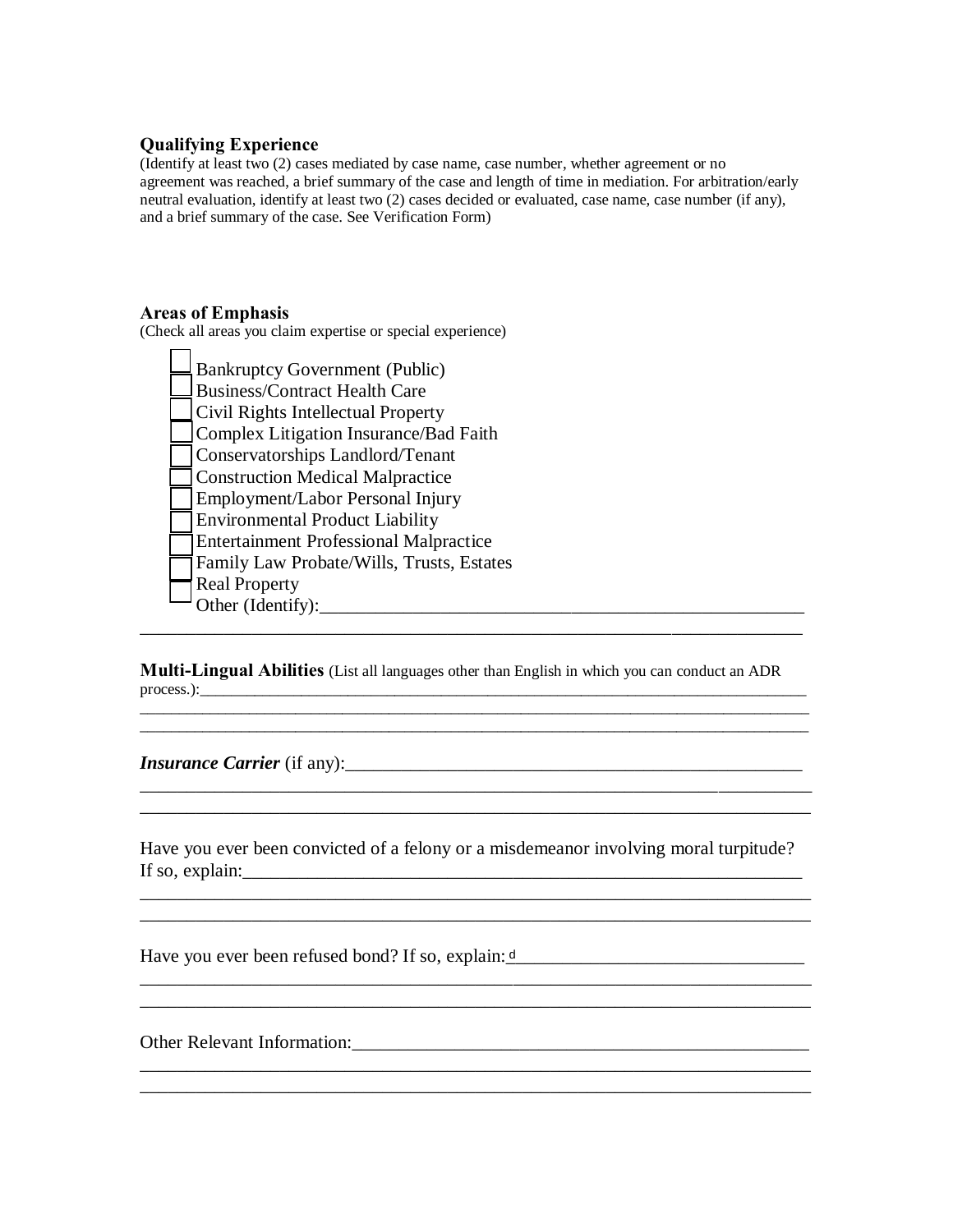**Qualifying Experience**
(Identify at least two (2) cases mediated by case name, case number, whether agreement or no agreement was reached, a brief summary of the case and length of time in mediation. For arbitration/early neutral evaluation, identify at least two (2) cases decided or evaluated, case name, case number (if any), and a brief summary of the case. See Verification Form)

**Areas of Emphasis**
(Check all areas you claim expertise or special experience)

- ☐ Bankruptcy Government (Public)
- ☐ Business/Contract Health Care
- ☐ Civil Rights Intellectual Property
- ☐ Complex Litigation Insurance/Bad Faith
- ☐ Conservatorships Landlord/Tenant
- ☐ Construction Medical Malpractice
- ☐ Employment/Labor Personal Injury
- ☐ Environmental Product Liability
- ☐ Entertainment Professional Malpractice
- ☐ Family Law Probate/Wills, Trusts, Estates
- ☐ Real Property
- Other (Identify):_______________________________________________

_______________________________________________________________

**Multi-Lingual Abilities** (List all languages other than English in which you can conduct an ADR process.):_______________________________________________

_______________________________________________________________

_______________________________________________________________

***Insurance Carrier*** (if any):_______________________________________________

_______________________________________________________________

_______________________________________________________________

Have you ever been convicted of a felony or a misdemeanor involving moral turpitude? If so, explain:_______________________________________________

_______________________________________________________________

_______________________________________________________________

Have you ever been refused bond? If so, explain: d_______________________________

_______________________________________________________________

_______________________________________________________________

Other Relevant Information:_______________________________________________

_______________________________________________________________

_______________________________________________________________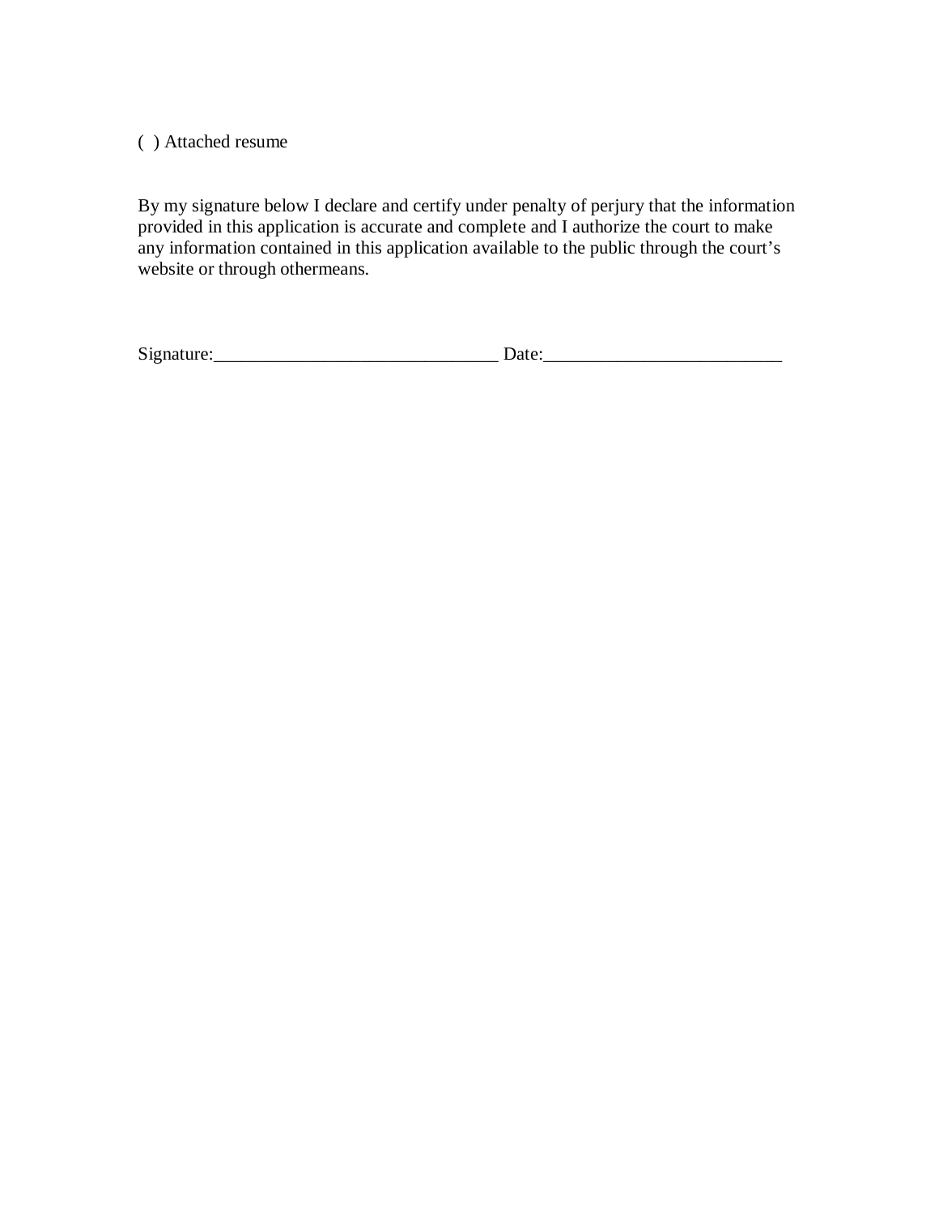( ) Attached resume

By my signature below I declare and certify under penalty of perjury that the information provided in this application is accurate and complete and I authorize the court to make any information contained in this application available to the public through the court's website or through othermeans.

Signature:_______________________________ Date:__________________________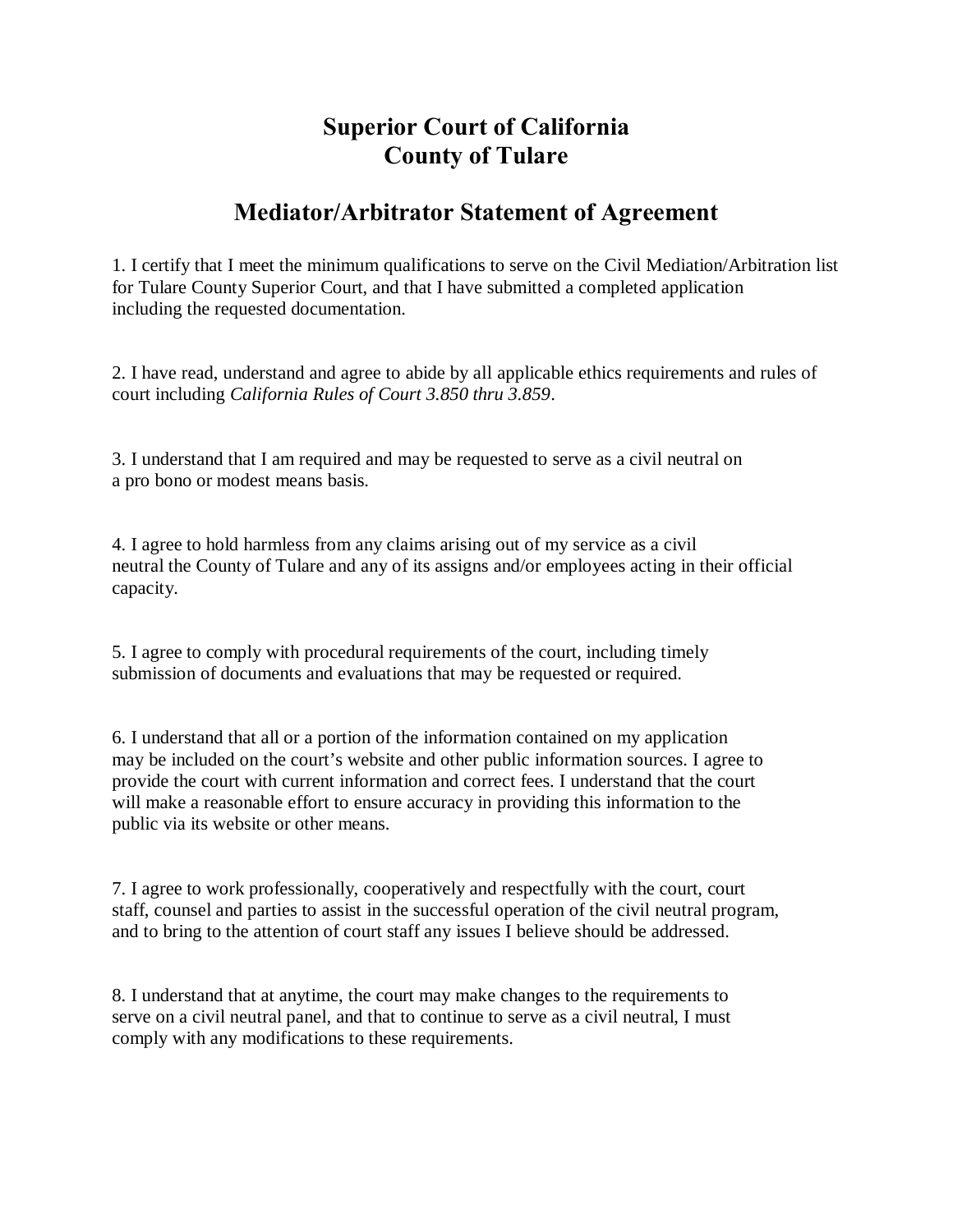# Superior Court of California
# County of Tulare

## Mediator/Arbitrator Statement of Agreement

1. I certify that I meet the minimum qualifications to serve on the Civil Mediation/Arbitration list for Tulare County Superior Court, and that I have submitted a completed application including the requested documentation.

2. I have read, understand and agree to abide by all applicable ethics requirements and rules of court including *California Rules of Court 3.850 thru 3.859*.

3. I understand that I am required and may be requested to serve as a civil neutral on a pro bono or modest means basis.

4. I agree to hold harmless from any claims arising out of my service as a civil neutral the County of Tulare and any of its assigns and/or employees acting in their official capacity.

5. I agree to comply with procedural requirements of the court, including timely submission of documents and evaluations that may be requested or required.

6. I understand that all or a portion of the information contained on my application may be included on the court's website and other public information sources. I agree to provide the court with current information and correct fees. I understand that the court will make a reasonable effort to ensure accuracy in providing this information to the public via its website or other means.

7. I agree to work professionally, cooperatively and respectfully with the court, court staff, counsel and parties to assist in the successful operation of the civil neutral program, and to bring to the attention of court staff any issues I believe should be addressed.

8. I understand that at anytime, the court may make changes to the requirements to serve on a civil neutral panel, and that to continue to serve as a civil neutral, I must comply with any modifications to these requirements.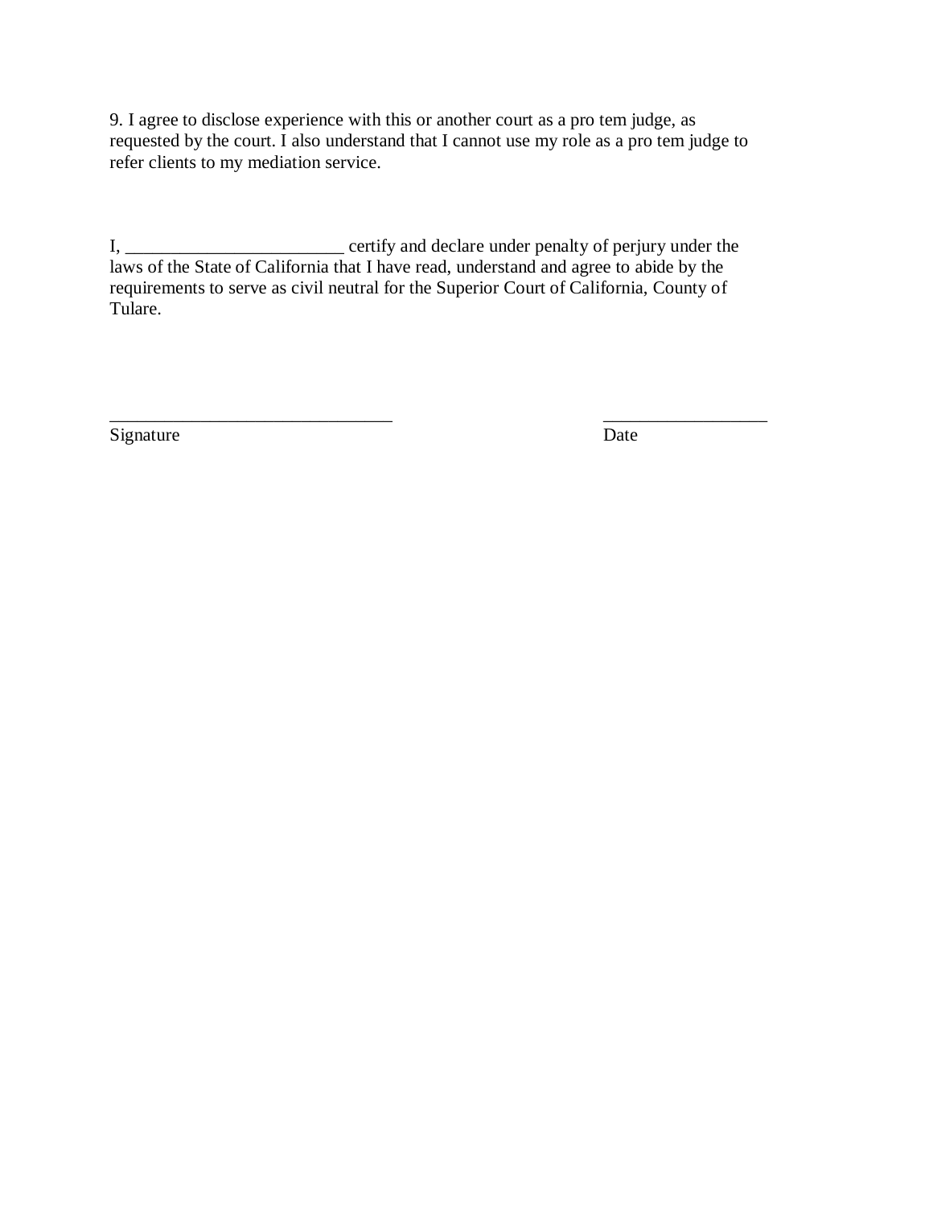9. I agree to disclose experience with this or another court as a pro tem judge, as requested by the court. I also understand that I cannot use my role as a pro tem judge to refer clients to my mediation service.

I, ________________________ certify and declare under penalty of perjury under the laws of the State of California that I have read, understand and agree to abide by the requirements to serve as civil neutral for the Superior Court of California, County of Tulare.

_______________________________ Signature

__________________ Date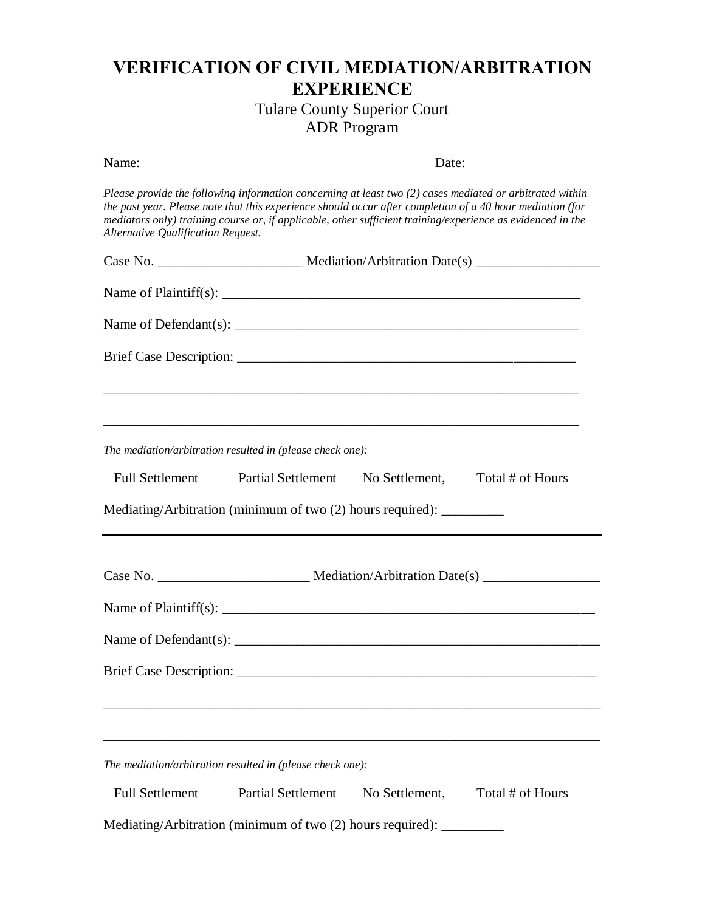# VERIFICATION OF CIVIL MEDIATION/ARBITRATION EXPERIENCE

Tulare County Superior Court
ADR Program

Name: Date:

*Please provide the following information concerning at least two (2) cases mediated or arbitrated within the past year. Please note that this experience should occur after completion of a 40 hour mediation (for mediators only) training course or, if applicable, other sufficient training/experience as evidenced in the Alternative Qualification Request.*

Case No. _____________________ Mediation/Arbitration Date(s) __________________

Name of Plaintiff(s): ______________________________________________________

Name of Defendant(s): _____________________________________________________

Brief Case Description: ____________________________________________________

________________________________________________________________________

________________________________________________________________________

*The mediation/arbitration resulted in (please check one):*

Full Settlement Partial Settlement No Settlement, Total # of Hours

Mediating/Arbitration (minimum of two (2) hours required): _________

---

Case No. ______________________ Mediation/Arbitration Date(s) _________________

Name of Plaintiff(s): ________________________________________________________

Name of Defendant(s): _______________________________________________________

Brief Case Description: ______________________________________________________

__________________________________________________________________________

__________________________________________________________________________

*The mediation/arbitration resulted in (please check one):*

Full Settlement Partial Settlement No Settlement, Total # of Hours

Mediating/Arbitration (minimum of two (2) hours required): _________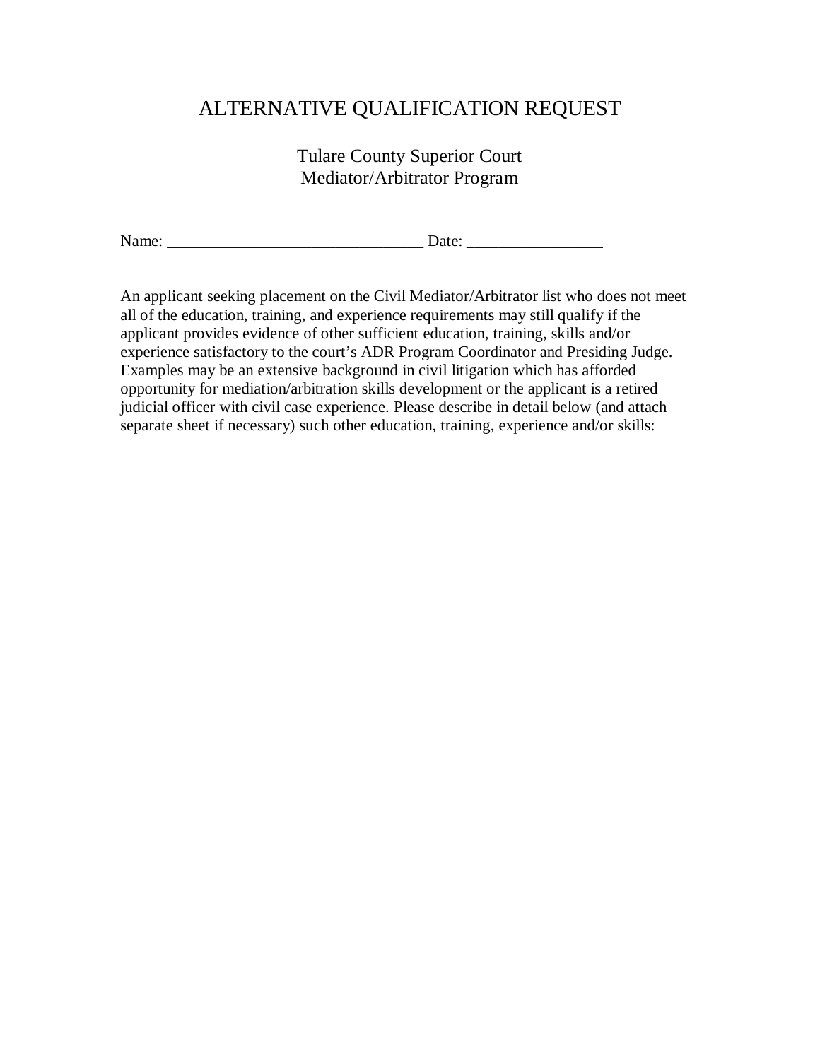# ALTERNATIVE QUALIFICATION REQUEST

Tulare County Superior Court
Mediator/Arbitrator Program

Name: _______________________________ Date: ________________

An applicant seeking placement on the Civil Mediator/Arbitrator list who does not meet all of the education, training, and experience requirements may still qualify if the applicant provides evidence of other sufficient education, training, skills and/or experience satisfactory to the court's ADR Program Coordinator and Presiding Judge. Examples may be an extensive background in civil litigation which has afforded opportunity for mediation/arbitration skills development or the applicant is a retired judicial officer with civil case experience. Please describe in detail below (and attach separate sheet if necessary) such other education, training, experience and/or skills: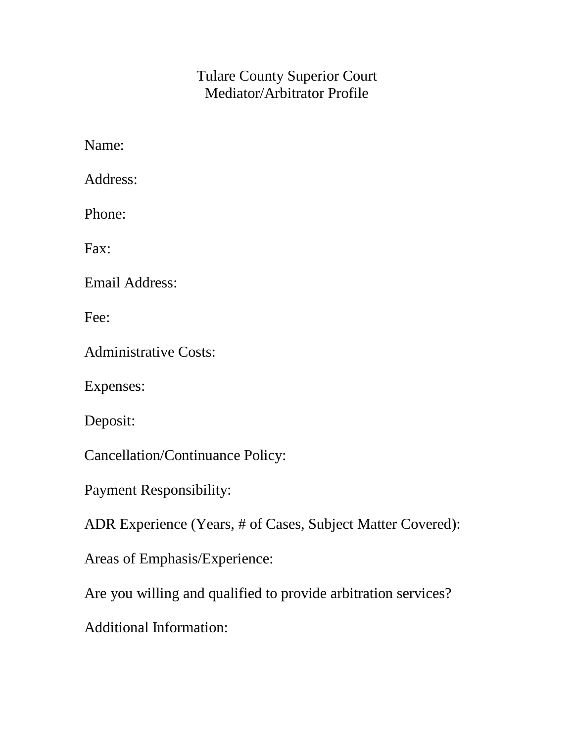# Tulare County Superior Court
# Mediator/Arbitrator Profile

Name:

Address:

Phone:

Fax:

Email Address:

Fee:

Administrative Costs:

Expenses:

Deposit:

Cancellation/Continuance Policy:

Payment Responsibility:

ADR Experience (Years, # of Cases, Subject Matter Covered):

Areas of Emphasis/Experience:

Are you willing and qualified to provide arbitration services?

Additional Information: